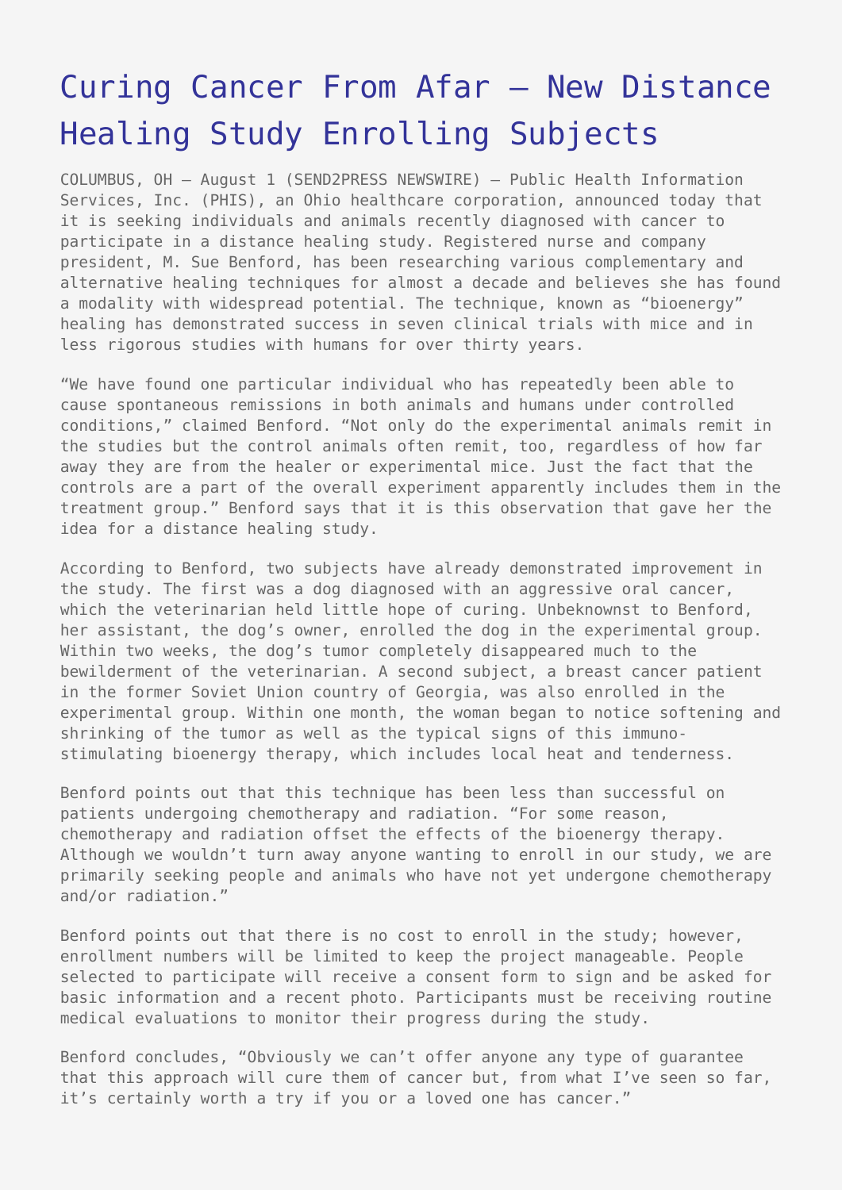# Curing Cancer From Afar – New Distance Healing Study Enrolling Subjects

COLUMBUS, OH – August 1 (SEND2PRESS NEWSWIRE) – Public Health Information Services, Inc. (PHIS), an Ohio healthcare corporation, announced today that it is seeking individuals and animals recently diagnosed with cancer to participate in a distance healing study. Registered nurse and company president, M. Sue Benford, has been researching various complementary and alternative healing techniques for almost a decade and believes she has found a modality with widespread potential. The technique, known as "bioenergy" healing has demonstrated success in seven clinical trials with mice and in less rigorous studies with humans for over thirty years.

"We have found one particular individual who has repeatedly been able to cause spontaneous remissions in both animals and humans under controlled conditions," claimed Benford. "Not only do the experimental animals remit in the studies but the control animals often remit, too, regardless of how far away they are from the healer or experimental mice. Just the fact that the controls are a part of the overall experiment apparently includes them in the treatment group." Benford says that it is this observation that gave her the idea for a distance healing study.

According to Benford, two subjects have already demonstrated improvement in the study. The first was a dog diagnosed with an aggressive oral cancer, which the veterinarian held little hope of curing. Unbeknownst to Benford, her assistant, the dog's owner, enrolled the dog in the experimental group. Within two weeks, the dog's tumor completely disappeared much to the bewilderment of the veterinarian. A second subject, a breast cancer patient in the former Soviet Union country of Georgia, was also enrolled in the experimental group. Within one month, the woman began to notice softening and shrinking of the tumor as well as the typical signs of this immuno-stimulating bioenergy therapy, which includes local heat and tenderness.

Benford points out that this technique has been less than successful on patients undergoing chemotherapy and radiation. "For some reason, chemotherapy and radiation offset the effects of the bioenergy therapy. Although we wouldn't turn away anyone wanting to enroll in our study, we are primarily seeking people and animals who have not yet undergone chemotherapy and/or radiation."

Benford points out that there is no cost to enroll in the study; however, enrollment numbers will be limited to keep the project manageable. People selected to participate will receive a consent form to sign and be asked for basic information and a recent photo. Participants must be receiving routine medical evaluations to monitor their progress during the study.

Benford concludes, "Obviously we can't offer anyone any type of guarantee that this approach will cure them of cancer but, from what I've seen so far, it's certainly worth a try if you or a loved one has cancer."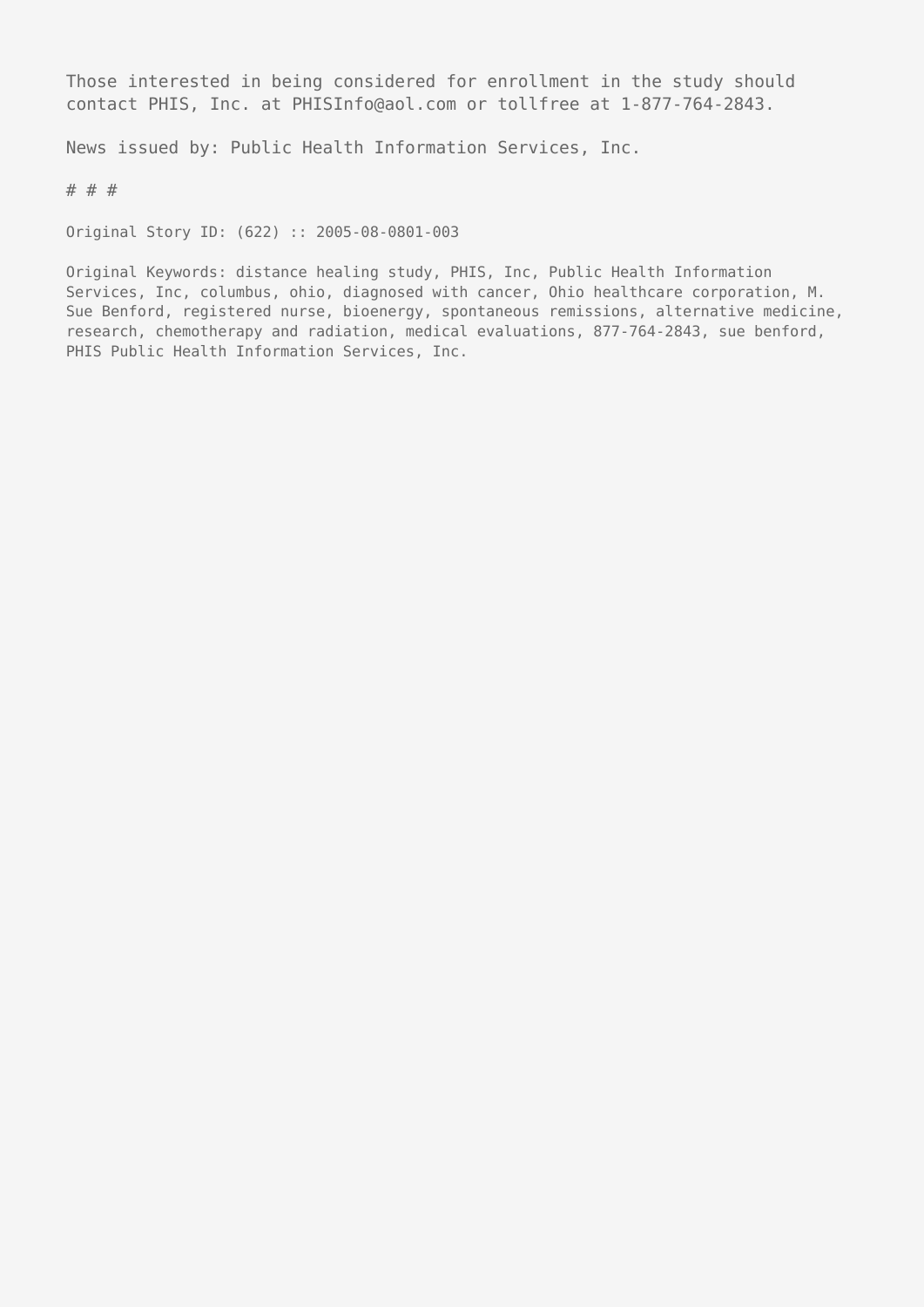Those interested in being considered for enrollment in the study should contact PHIS, Inc. at PHISInfo@aol.com or tollfree at 1-877-764-2843.

News issued by: Public Health Information Services, Inc.

# # #

Original Story ID: (622) :: 2005-08-0801-003

Original Keywords: distance healing study, PHIS, Inc, Public Health Information Services, Inc, columbus, ohio, diagnosed with cancer, Ohio healthcare corporation, M. Sue Benford, registered nurse, bioenergy, spontaneous remissions, alternative medicine, research, chemotherapy and radiation, medical evaluations, 877-764-2843, sue benford, PHIS Public Health Information Services, Inc.